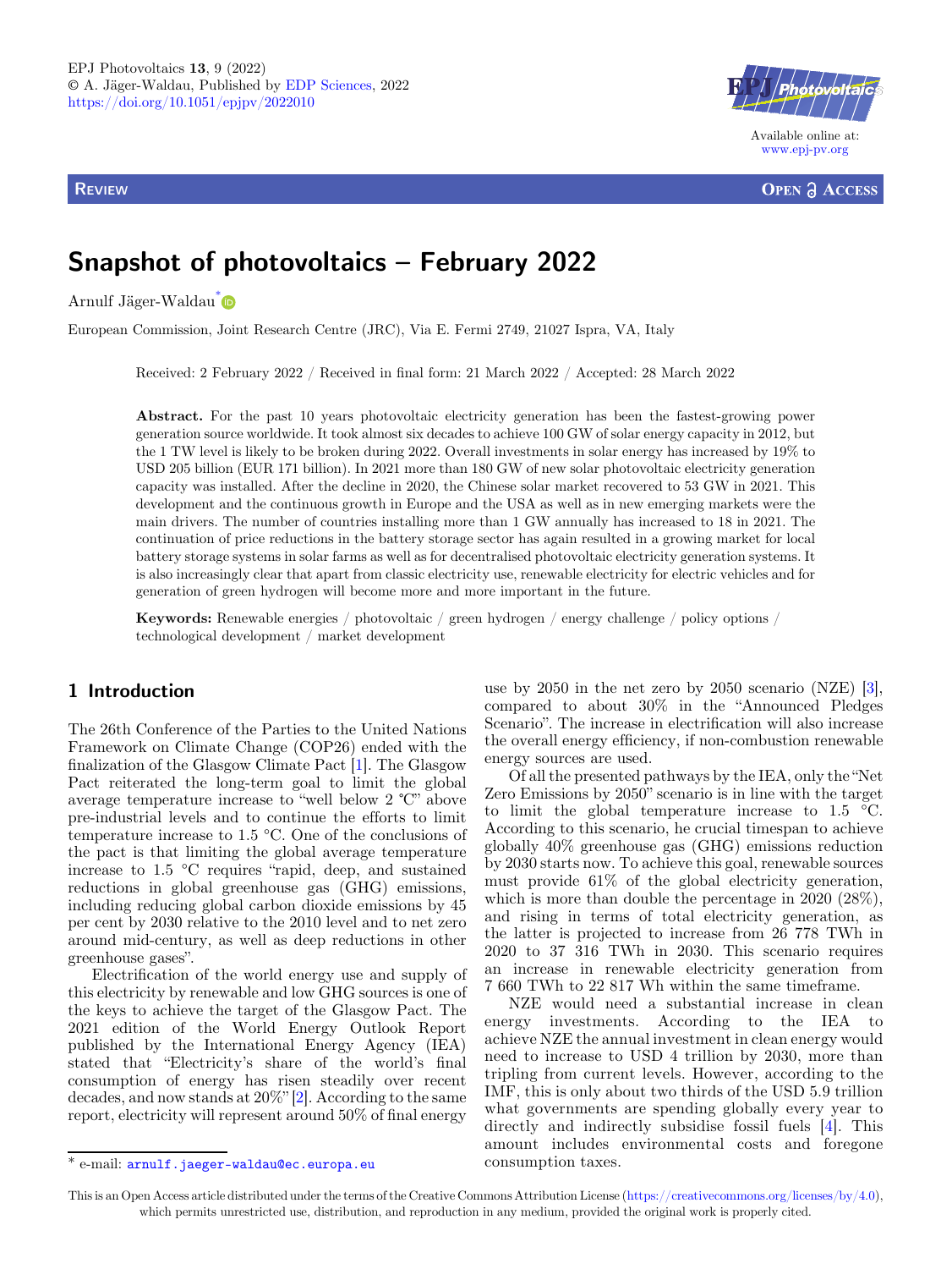REVIEW

OPEN ACCESS

# Snapshot of photovoltaics – February 2022

Arnulf Jäger-Waldau*

European Commission, Joint Research Centre (JRC), Via E. Fermi 2749, 21027 Ispra, VA, Italy

Received: 2 February 2022 / Received in final form: 21 March 2022 / Accepted: 28 March 2022

**Abstract.** For the past 10 years photovoltaic electricity generation has been the fastest-growing power generation source worldwide. It took almost six decades to achieve 100 GW of solar energy capacity in 2012, but the 1 TW level is likely to be broken during 2022. Overall investments in solar energy has increased by 19% to USD 205 billion (EUR 171 billion). In 2021 more than 180 GW of new solar photovoltaic electricity generation capacity was installed. After the decline in 2020, the Chinese solar market recovered to 53 GW in 2021. This development and the continuous growth in Europe and the USA as well as in new emerging markets were the main drivers. The number of countries installing more than 1 GW annually has increased to 18 in 2021. The continuation of price reductions in the battery storage sector has again resulted in a growing market for local battery storage systems in solar farms as well as for decentralised photovoltaic electricity generation systems. It is also increasingly clear that apart from classic electricity use, renewable electricity for electric vehicles and for generation of green hydrogen will become more and more important in the future.

**Keywords:** Renewable energies / photovoltaic / green hydrogen / energy challenge / policy options / technological development / market development

## 1 Introduction

The 26th Conference of the Parties to the United Nations Framework on Climate Change (COP26) ended with the finalization of the Glasgow Climate Pact [1]. The Glasgow Pact reiterated the long-term goal to limit the global average temperature increase to "well below 2 °C" above pre-industrial levels and to continue the efforts to limit temperature increase to 1.5 °C. One of the conclusions of the pact is that limiting the global average temperature increase to 1.5 °C requires "rapid, deep, and sustained reductions in global greenhouse gas (GHG) emissions, including reducing global carbon dioxide emissions by 45 per cent by 2030 relative to the 2010 level and to net zero around mid-century, as well as deep reductions in other greenhouse gases".

Electrification of the world energy use and supply of this electricity by renewable and low GHG sources is one of the keys to achieve the target of the Glasgow Pact. The 2021 edition of the World Energy Outlook Report published by the International Energy Agency (IEA) stated that "Electricity's share of the world's final consumption of energy has risen steadily over recent decades, and now stands at 20%" [2]. According to the same report, electricity will represent around 50% of final energy use by 2050 in the net zero by 2050 scenario (NZE) [3], compared to about 30% in the "Announced Pledges Scenario". The increase in electrification will also increase the overall energy efficiency, if non-combustion renewable energy sources are used.

Of all the presented pathways by the IEA, only the "Net Zero Emissions by 2050" scenario is in line with the target to limit the global temperature increase to 1.5 °C. According to this scenario, he crucial timespan to achieve globally 40% greenhouse gas (GHG) emissions reduction by 2030 starts now. To achieve this goal, renewable sources must provide 61% of the global electricity generation, which is more than double the percentage in 2020 (28%), and rising in terms of total electricity generation, as the latter is projected to increase from 26 778 TWh in 2020 to 37 316 TWh in 2030. This scenario requires an increase in renewable electricity generation from 7 660 TWh to 22 817 Wh within the same timeframe.

NZE would need a substantial increase in clean energy investments. According to the IEA to achieve NZE the annual investment in clean energy would need to increase to USD 4 trillion by 2030, more than tripling from current levels. However, according to the IMF, this is only about two thirds of the USD 5.9 trillion what governments are spending globally every year to directly and indirectly subsidise fossil fuels [4]. This amount includes environmental costs and foregone consumption taxes.

* e-mail: arnulf.jaeger-waldau@ec.europa.eu

This is an Open Access article distributed under the terms of the Creative Commons Attribution License (https://creativecommons.org/licenses/by/4.0), which permits unrestricted use, distribution, and reproduction in any medium, provided the original work is properly cited.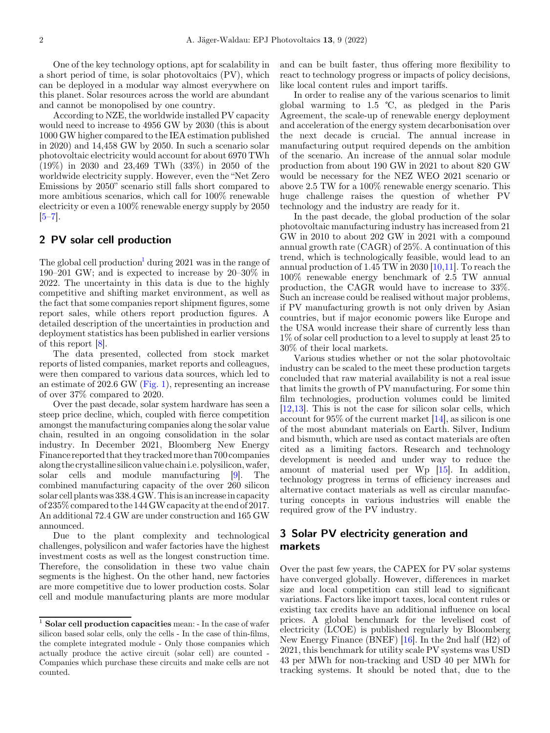One of the key technology options, apt for scalability in a short period of time, is solar photovoltaics (PV), which can be deployed in a modular way almost everywhere on this planet. Solar resources across the world are abundant and cannot be monopolised by one country.

According to NZE, the worldwide installed PV capacity would need to increase to 4956 GW by 2030 (this is about 1000 GW higher compared to the IEA estimation published in 2020) and 14,458 GW by 2050. In such a scenario solar photovoltaic electricity would account for about 6970 TWh (19%) in 2030 and 23,469 TWh (33%) in 2050 of the worldwide electricity supply. However, even the "Net Zero Emissions by 2050" scenario still falls short compared to more ambitious scenarios, which call for 100% renewable electricity or even a 100% renewable energy supply by 2050 [5–7].

## 2 PV solar cell production

The global cell production[1] during 2021 was in the range of 190–201 GW; and is expected to increase by 20–30% in 2022. The uncertainty in this data is due to the highly competitive and shifting market environment, as well as the fact that some companies report shipment figures, some report sales, while others report production figures. A detailed description of the uncertainties in production and deployment statistics has been published in earlier versions of this report [8].

The data presented, collected from stock market reports of listed companies, market reports and colleagues, were then compared to various data sources, which led to an estimate of 202.6 GW (Fig. 1), representing an increase of over 37% compared to 2020.

Over the past decade, solar system hardware has seen a steep price decline, which, coupled with fierce competition amongst the manufacturing companies along the solar value chain, resulted in an ongoing consolidation in the solar industry. In December 2021, Bloomberg New Energy Finance reported that they tracked more than 700 companies along the crystalline silicon value chain i.e. polysilicon, wafer, solar cells and module manufacturing [9]. The combined manufacturing capacity of the over 260 silicon solar cell plants was 338.4 GW. This is an increase in capacity of 235% compared to the 144 GW capacity at the end of 2017. An additional 72.4 GW are under construction and 165 GW announced.

Due to the plant complexity and technological challenges, polysilicon and wafer factories have the highest investment costs as well as the longest construction time. Therefore, the consolidation in these two value chain segments is the highest. On the other hand, new factories are more competitive due to lower production costs. Solar cell and module manufacturing plants are more modular and can be built faster, thus offering more flexibility to react to technology progress or impacts of policy decisions, like local content rules and import tariffs.

In order to realise any of the various scenarios to limit global warming to 1.5 °C, as pledged in the Paris Agreement, the scale-up of renewable energy deployment and acceleration of the energy system decarbonisation over the next decade is crucial. The annual increase in manufacturing output required depends on the ambition of the scenario. An increase of the annual solar module production from about 190 GW in 2021 to about 820 GW would be necessary for the NEZ WEO 2021 scenario or above 2.5 TW for a 100% renewable energy scenario. This huge challenge raises the question of whether PV technology and the industry are ready for it.

In the past decade, the global production of the solar photovoltaic manufacturing industry has increased from 21 GW in 2010 to about 202 GW in 2021 with a compound annual growth rate (CAGR) of 25%. A continuation of this trend, which is technologically feasible, would lead to an annual production of 1.45 TW in 2030 [10,11]. To reach the 100% renewable energy benchmark of 2.5 TW annual production, the CAGR would have to increase to 33%. Such an increase could be realised without major problems, if PV manufacturing growth is not only driven by Asian countries, but if major economic powers like Europe and the USA would increase their share of currently less than 1% of solar cell production to a level to supply at least 25 to 30% of their local markets.

Various studies whether or not the solar photovoltaic industry can be scaled to the meet these production targets concluded that raw material availability is not a real issue that limits the growth of PV manufacturing. For some thin film technologies, production volumes could be limited [12,13]. This is not the case for silicon solar cells, which account for 95% of the current market [14], as silicon is one of the most abundant materials on Earth. Silver, Indium and bismuth, which are used as contact materials are often cited as a limiting factors. Research and technology development is needed and under way to reduce the amount of material used per Wp [15]. In addition, technology progress in terms of efficiency increases and alternative contact materials as well as circular manufacturing concepts in various industries will enable the required grow of the PV industry.

## 3 Solar PV electricity generation and markets

Over the past few years, the CAPEX for PV solar systems have converged globally. However, differences in market size and local competition can still lead to significant variations. Factors like import taxes, local content rules or existing tax credits have an additional influence on local prices. A global benchmark for the levelised cost of electricity (LCOE) is published regularly by Bloomberg New Energy Finance (BNEF) [16]. In the 2nd half (H2) of 2021, this benchmark for utility scale PV systems was USD 43 per MWh for non-tracking and USD 40 per MWh for tracking systems. It should be noted that, due to the

---

[1] **Solar cell production capacities** mean: - In the case of wafer silicon based solar cells, only the cells - In the case of thin-films, the complete integrated module - Only those companies which actually produce the active circuit (solar cell) are counted - Companies which purchase these circuits and make cells are not counted.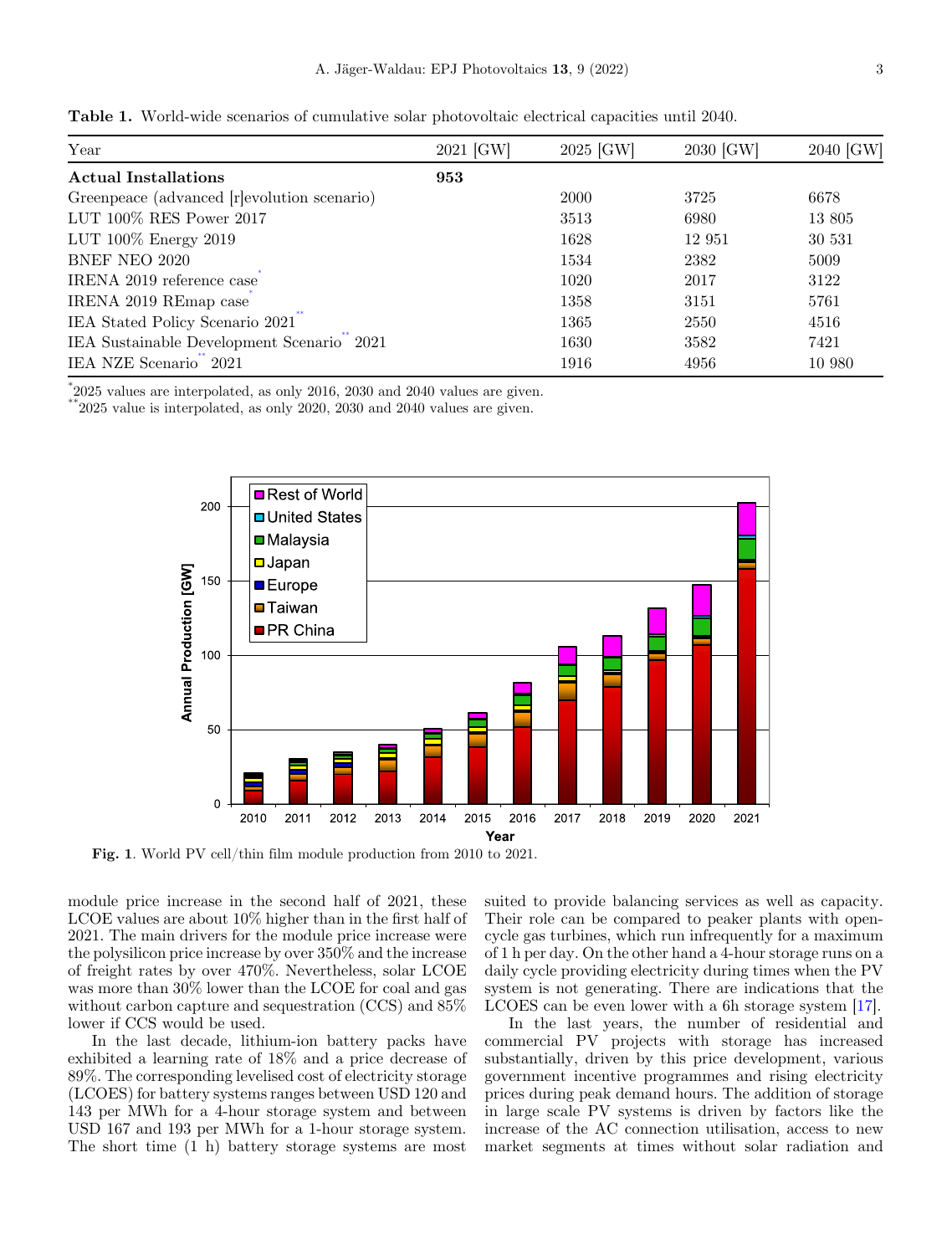**Table 1.** World-wide scenarios of cumulative solar photovoltaic electrical capacities until 2040.

| Year | 2021 [GW] | 2025 [GW] | 2030 [GW] | 2040 [GW] |
|---|---|---|---|---|
| **Actual Installations** | **953** | | | |
| Greenpeace (advanced [r]evolution scenario) | | 2000 | 3725 | 6678 |
| LUT 100% RES Power 2017 | | 3513 | 6980 | 13 805 |
| LUT 100% Energy 2019 | | 1628 | 12 951 | 30 531 |
| BNEF NEO 2020 | | 1534 | 2382 | 5009 |
| IRENA 2019 reference case* | | 1020 | 2017 | 3122 |
| IRENA 2019 REmap case* | | 1358 | 3151 | 5761 |
| IEA Stated Policy Scenario 2021** | | 1365 | 2550 | 4516 |
| IEA Sustainable Development Scenario** 2021 | | 1630 | 3582 | 7421 |
| IEA NZE Scenario** 2021 | | 1916 | 4956 | 10 980 |

*2025 values are interpolated, as only 2016, 2030 and 2040 values are given.
**2025 value is interpolated, as only 2020, 2030 and 2040 values are given.

**Fig. 1**. World PV cell/thin film module production from 2010 to 2021.

module price increase in the second half of 2021, these LCOE values are about 10% higher than in the first half of 2021. The main drivers for the module price increase were the polysilicon price increase by over 350% and the increase of freight rates by over 470%. Nevertheless, solar LCOE was more than 30% lower than the LCOE for coal and gas without carbon capture and sequestration (CCS) and 85% lower if CCS would be used.

In the last decade, lithium-ion battery packs have exhibited a learning rate of 18% and a price decrease of 89%. The corresponding levelised cost of electricity storage (LCOES) for battery systems ranges between USD 120 and 143 per MWh for a 4-hour storage system and between USD 167 and 193 per MWh for a 1-hour storage system. The short time (1 h) battery storage systems are most suited to provide balancing services as well as capacity. Their role can be compared to peaker plants with open-cycle gas turbines, which run infrequently for a maximum of 1 h per day. On the other hand a 4-hour storage runs on a daily cycle providing electricity during times when the PV system is not generating. There are indications that the LCOES can be even lower with a 6h storage system [17].

In the last years, the number of residential and commercial PV projects with storage has increased substantially, driven by this price development, various government incentive programmes and rising electricity prices during peak demand hours. The addition of storage in large scale PV systems is driven by factors like the increase of the AC connection utilisation, access to new market segments at times without solar radiation and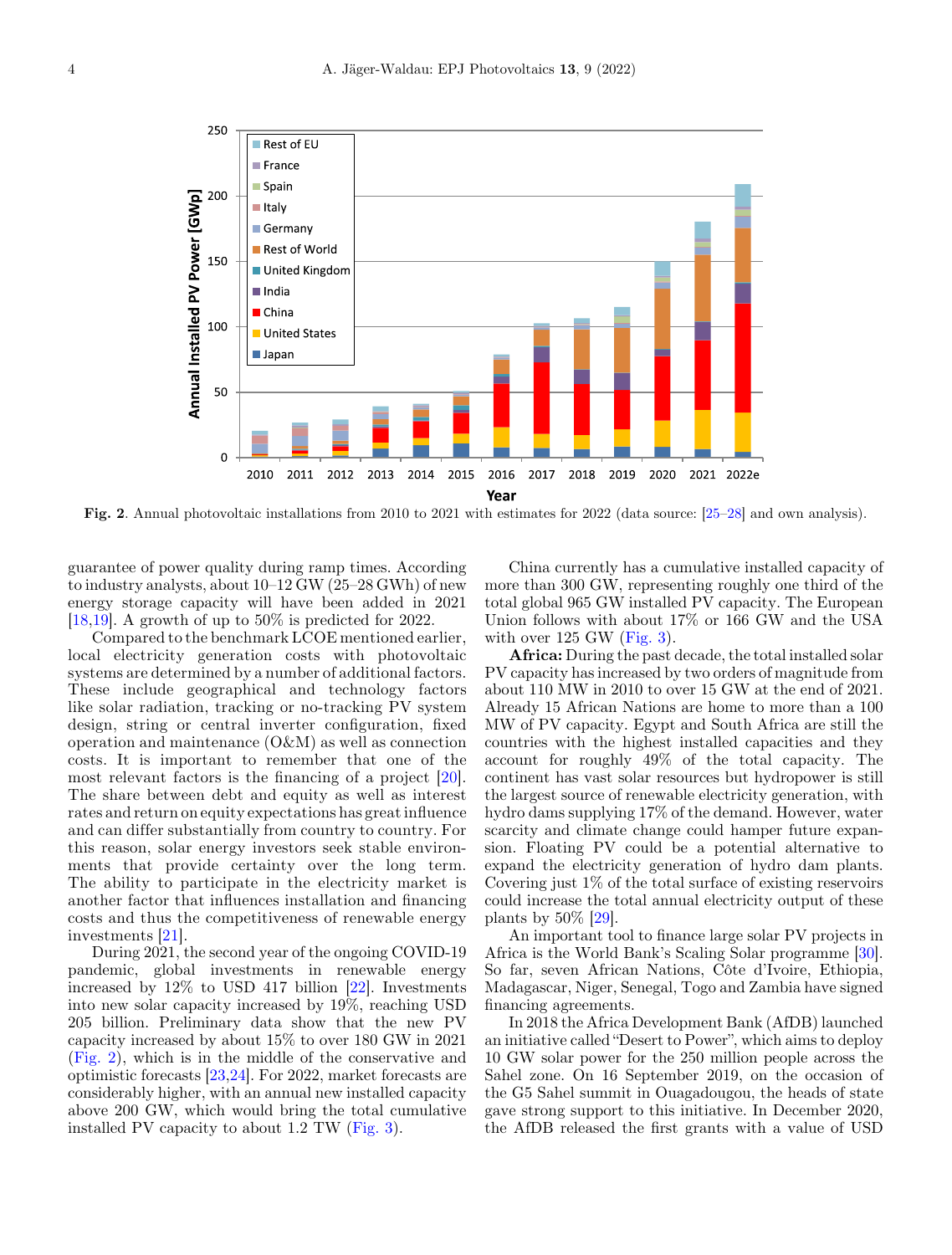Fig. 2. Annual photovoltaic installations from 2010 to 2021 with estimates for 2022 (data source: [25–28] and own analysis).

guarantee of power quality during ramp times. According to industry analysts, about 10–12 GW (25–28 GWh) of new energy storage capacity will have been added in 2021 [18,19]. A growth of up to 50% is predicted for 2022.

Compared to the benchmark LCOE mentioned earlier, local electricity generation costs with photovoltaic systems are determined by a number of additional factors. These include geographical and technology factors like solar radiation, tracking or no-tracking PV system design, string or central inverter configuration, fixed operation and maintenance (O&M) as well as connection costs. It is important to remember that one of the most relevant factors is the financing of a project [20]. The share between debt and equity as well as interest rates and return on equity expectations has great influence and can differ substantially from country to country. For this reason, solar energy investors seek stable environments that provide certainty over the long term. The ability to participate in the electricity market is another factor that influences installation and financing costs and thus the competitiveness of renewable energy investments [21].

During 2021, the second year of the ongoing COVID-19 pandemic, global investments in renewable energy increased by 12% to USD 417 billion [22]. Investments into new solar capacity increased by 19%, reaching USD 205 billion. Preliminary data show that the new PV capacity increased by about 15% to over 180 GW in 2021 (Fig. 2), which is in the middle of the conservative and optimistic forecasts [23,24]. For 2022, market forecasts are considerably higher, with an annual new installed capacity above 200 GW, which would bring the total cumulative installed PV capacity to about 1.2 TW (Fig. 3).

China currently has a cumulative installed capacity of more than 300 GW, representing roughly one third of the total global 965 GW installed PV capacity. The European Union follows with about 17% or 166 GW and the USA with over 125 GW (Fig. 3).

**Africa:** During the past decade, the total installed solar PV capacity has increased by two orders of magnitude from about 110 MW in 2010 to over 15 GW at the end of 2021. Already 15 African Nations are home to more than a 100 MW of PV capacity. Egypt and South Africa are still the countries with the highest installed capacities and they account for roughly 49% of the total capacity. The continent has vast solar resources but hydropower is still the largest source of renewable electricity generation, with hydro dams supplying 17% of the demand. However, water scarcity and climate change could hamper future expansion. Floating PV could be a potential alternative to expand the electricity generation of hydro dam plants. Covering just 1% of the total surface of existing reservoirs could increase the total annual electricity output of these plants by 50% [29].

An important tool to finance large solar PV projects in Africa is the World Bank's Scaling Solar programme [30]. So far, seven African Nations, Côte d'Ivoire, Ethiopia, Madagascar, Niger, Senegal, Togo and Zambia have signed financing agreements.

In 2018 the Africa Development Bank (AfDB) launched an initiative called "Desert to Power", which aims to deploy 10 GW solar power for the 250 million people across the Sahel zone. On 16 September 2019, on the occasion of the G5 Sahel summit in Ouagadougou, the heads of state gave strong support to this initiative. In December 2020, the AfDB released the first grants with a value of USD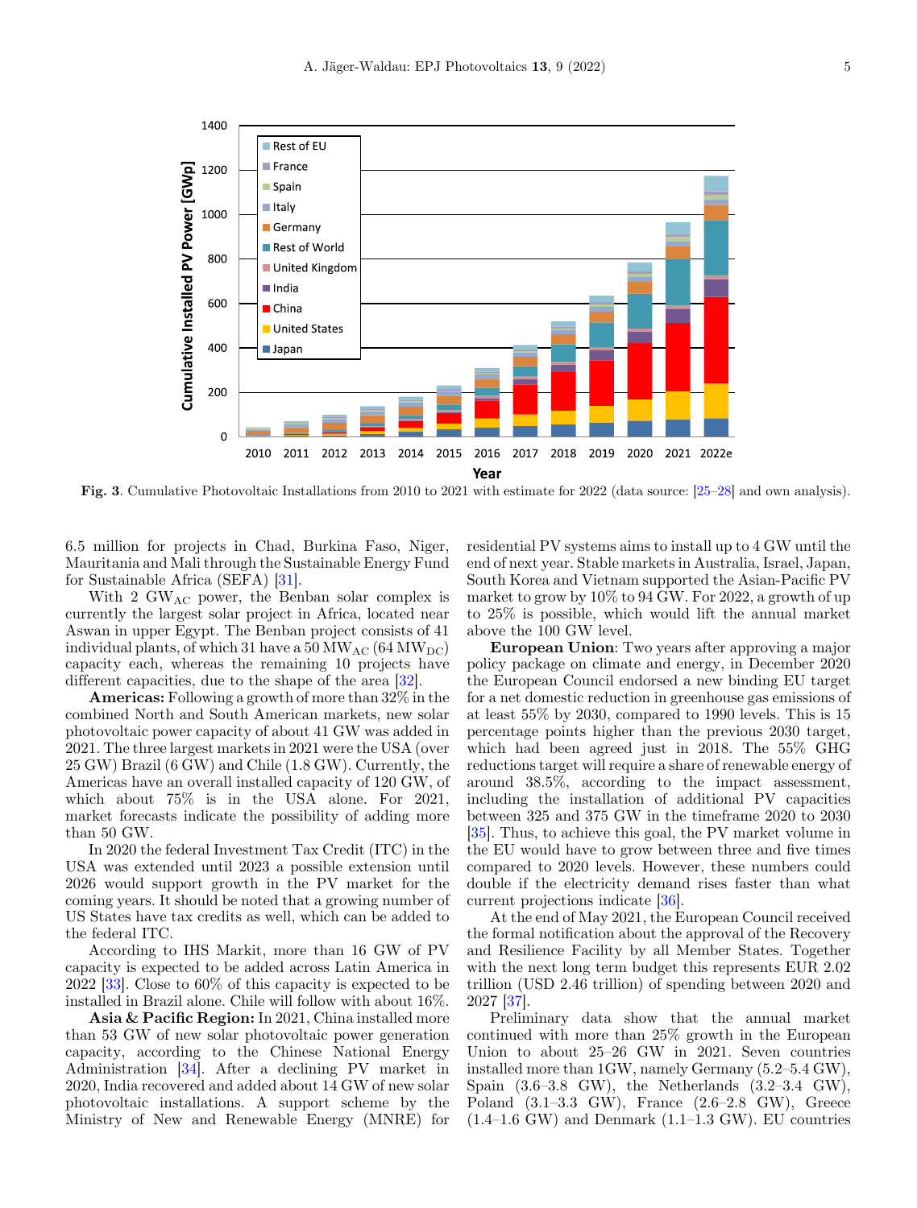Fig. 3. Cumulative Photovoltaic Installations from 2010 to 2021 with estimate for 2022 (data source: [25–28] and own analysis).

6.5 million for projects in Chad, Burkina Faso, Niger, Mauritania and Mali through the Sustainable Energy Fund for Sustainable Africa (SEFA) [31].

With 2 $GW_{AC}$ power, the Benban solar complex is currently the largest solar project in Africa, located near Aswan in upper Egypt. The Benban project consists of 41 individual plants, of which 31 have a 50 $MW_{AC}$ (64 $MW_{DC}$) capacity each, whereas the remaining 10 projects have different capacities, due to the shape of the area [32].

**Americas:** Following a growth of more than 32% in the combined North and South American markets, new solar photovoltaic power capacity of about 41 GW was added in 2021. The three largest markets in 2021 were the USA (over 25 GW) Brazil (6 GW) and Chile (1.8 GW). Currently, the Americas have an overall installed capacity of 120 GW, of which about 75% is in the USA alone. For 2021, market forecasts indicate the possibility of adding more than 50 GW.

In 2020 the federal Investment Tax Credit (ITC) in the USA was extended until 2023 a possible extension until 2026 would support growth in the PV market for the coming years. It should be noted that a growing number of US States have tax credits as well, which can be added to the federal ITC.

According to IHS Markit, more than 16 GW of PV capacity is expected to be added across Latin America in 2022 [33]. Close to 60% of this capacity is expected to be installed in Brazil alone. Chile will follow with about 16%.

**Asia & Pacific Region:** In 2021, China installed more than 53 GW of new solar photovoltaic power generation capacity, according to the Chinese National Energy Administration [34]. After a declining PV market in 2020, India recovered and added about 14 GW of new solar photovoltaic installations. A support scheme by the Ministry of New and Renewable Energy (MNRE) for residential PV systems aims to install up to 4 GW until the end of next year. Stable markets in Australia, Israel, Japan, South Korea and Vietnam supported the Asian-Pacific PV market to grow by 10% to 94 GW. For 2022, a growth of up to 25% is possible, which would lift the annual market above the 100 GW level.

**European Union**: Two years after approving a major policy package on climate and energy, in December 2020 the European Council endorsed a new binding EU target for a net domestic reduction in greenhouse gas emissions of at least 55% by 2030, compared to 1990 levels. This is 15 percentage points higher than the previous 2030 target, which had been agreed just in 2018. The 55% GHG reductions target will require a share of renewable energy of around 38.5%, according to the impact assessment, including the installation of additional PV capacities between 325 and 375 GW in the timeframe 2020 to 2030 [35]. Thus, to achieve this goal, the PV market volume in the EU would have to grow between three and five times compared to 2020 levels. However, these numbers could double if the electricity demand rises faster than what current projections indicate [36].

At the end of May 2021, the European Council received the formal notification about the approval of the Recovery and Resilience Facility by all Member States. Together with the next long term budget this represents EUR 2.02 trillion (USD 2.46 trillion) of spending between 2020 and 2027 [37].

Preliminary data show that the annual market continued with more than 25% growth in the European Union to about 25–26 GW in 2021. Seven countries installed more than 1GW, namely Germany (5.2–5.4 GW), Spain (3.6–3.8 GW), the Netherlands (3.2–3.4 GW), Poland (3.1–3.3 GW), France (2.6–2.8 GW), Greece (1.4–1.6 GW) and Denmark (1.1–1.3 GW). EU countries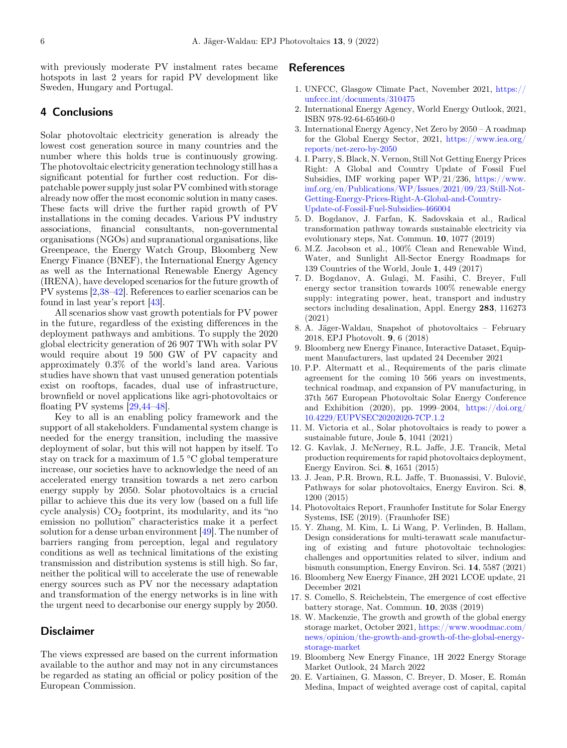with previously moderate PV instalment rates became hotspots in last 2 years for rapid PV development like Sweden, Hungary and Portugal.

## 4 Conclusions

Solar photovoltaic electricity generation is already the lowest cost generation source in many countries and the number where this holds true is continuously growing. The photovoltaic electricity generation technology still has a significant potential for further cost reduction. For dispatchable power supply just solar PV combined with storage already now offer the most economic solution in many cases. These facts will drive the further rapid growth of PV installations in the coming decades. Various PV industry associations, financial consultants, non-governmental organisations (NGOs) and supranational organisations, like Greenpeace, the Energy Watch Group, Bloomberg New Energy Finance (BNEF), the International Energy Agency as well as the International Renewable Energy Agency (IRENA), have developed scenarios for the future growth of PV systems [2,38–42]. References to earlier scenarios can be found in last year's report [43].

All scenarios show vast growth potentials for PV power in the future, regardless of the existing differences in the deployment pathways and ambitions. To supply the 2020 global electricity generation of 26 907 TWh with solar PV would require about 19 500 GW of PV capacity and approximately 0.3% of the world's land area. Various studies have shown that vast unused generation potentials exist on rooftops, facades, dual use of infrastructure, brownfield or novel applications like agri-photovoltaics or floating PV systems [29,44–48].

Key to all is an enabling policy framework and the support of all stakeholders. Fundamental system change is needed for the energy transition, including the massive deployment of solar, but this will not happen by itself. To stay on track for a maximum of 1.5 °C global temperature increase, our societies have to acknowledge the need of an accelerated energy transition towards a net zero carbon energy supply by 2050. Solar photovoltaics is a crucial pillar to achieve this due its very low (based on a full life cycle analysis) $CO_2$ footprint, its modularity, and its "no emission no pollution" characteristics make it a perfect solution for a dense urban environment [49]. The number of barriers ranging from perception, legal and regulatory conditions as well as technical limitations of the existing transmission and distribution systems is still high. So far, neither the political will to accelerate the use of renewable energy sources such as PV nor the necessary adaptation and transformation of the energy networks is in line with the urgent need to decarbonise our energy supply by 2050.

## Disclaimer

The views expressed are based on the current information available to the author and may not in any circumstances be regarded as stating an official or policy position of the European Commission.

## References

1. UNFCC, Glasgow Climate Pact, November 2021, https://unfccc.int/documents/310475
2. International Energy Agency, World Energy Outlook, 2021, ISBN 978-92-64-65460-0
3. International Energy Agency, Net Zero by 2050 – A roadmap for the Global Energy Sector, 2021, https://www.iea.org/reports/net-zero-by-2050
4. I. Parry, S. Black, N. Vernon, Still Not Getting Energy Prices Right: A Global and Country Update of Fossil Fuel Subsidies, IMF working paper WP/21/236, https://www.imf.org/en/Publications/WP/Issues/2021/09/23/Still-Not-Getting-Energy-Prices-Right-A-Global-and-Country-Update-of-Fossil-Fuel-Subsidies-466004
5. D. Bogdanov, J. Farfan, K. Sadovskaia et al., Radical transformation pathway towards sustainable electricity via evolutionary steps, Nat. Commun. **10**, 1077 (2019)
6. M.Z. Jacobson et al., 100% Clean and Renewable Wind, Water, and Sunlight All-Sector Energy Roadmaps for 139 Countries of the World, Joule **1**, 449 (2017)
7. D. Bogdanov, A. Gulagi, M. Fasihi, C. Breyer, Full energy sector transition towards 100% renewable energy supply: integrating power, heat, transport and industry sectors including desalination, Appl. Energy **283**, 116273 (2021)
8. A. Jäger-Waldau, Snapshot of photovoltaics – February 2018, EPJ Photovolt. **9**, 6 (2018)
9. Bloomberg new Energy Finance, Interactive Dataset, Equipment Manufacturers, last updated 24 December 2021
10. P.P. Altermatt et al., Requirements of the paris climate agreement for the coming 10 566 years on investments, technical roadmap, and expansion of PV manufacturing, in 37th 567 European Photovoltaic Solar Energy Conference and Exhibition (2020), pp. 1999–2004, https://doi.org/10.4229/EUPVSEC20202020-7CP.1.2
11. M. Victoria et al., Solar photovoltaics is ready to power a sustainable future, Joule **5**, 1041 (2021)
12. G. Kavlak, J. McNerney, R.L. Jaffe, J.E. Trancik, Metal production requirements for rapid photovoltaics deployment, Energy Environ. Sci. **8**, 1651 (2015)
13. J. Jean, P.R. Brown, R.L. Jaffe, T. Buonassisi, V. Bulović, Pathways for solar photovoltaics, Energy Environ. Sci. **8**, 1200 (2015)
14. Photovoltaics Report, Fraunhofer Institute for Solar Energy Systems, ISE (2019). (Fraunhofer ISE)
15. Y. Zhang, M. Kim, L. Li Wang, P. Verlinden, B. Hallam, Design considerations for multi-terawatt scale manufacturing of existing and future photovoltaic technologies: challenges and opportunities related to silver, indium and bismuth consumption, Energy Environ. Sci. **14**, 5587 (2021)
16. Bloomberg New Energy Finance, 2H 2021 LCOE update, 21 December 2021
17. S. Comello, S. Reichelstein, The emergence of cost effective battery storage, Nat. Commun. **10**, 2038 (2019)
18. W. Mackenzie, The growth and growth of the global energy storage market, October 2021, https://www.woodmac.com/news/opinion/the-growth-and-growth-of-the-global-energy-storage-market
19. Bloomberg New Energy Finance, 1H 2022 Energy Storage Market Outlook, 24 March 2022
20. E. Vartiainen, G. Masson, C. Breyer, D. Moser, E. Román Medina, Impact of weighted average cost of capital, capital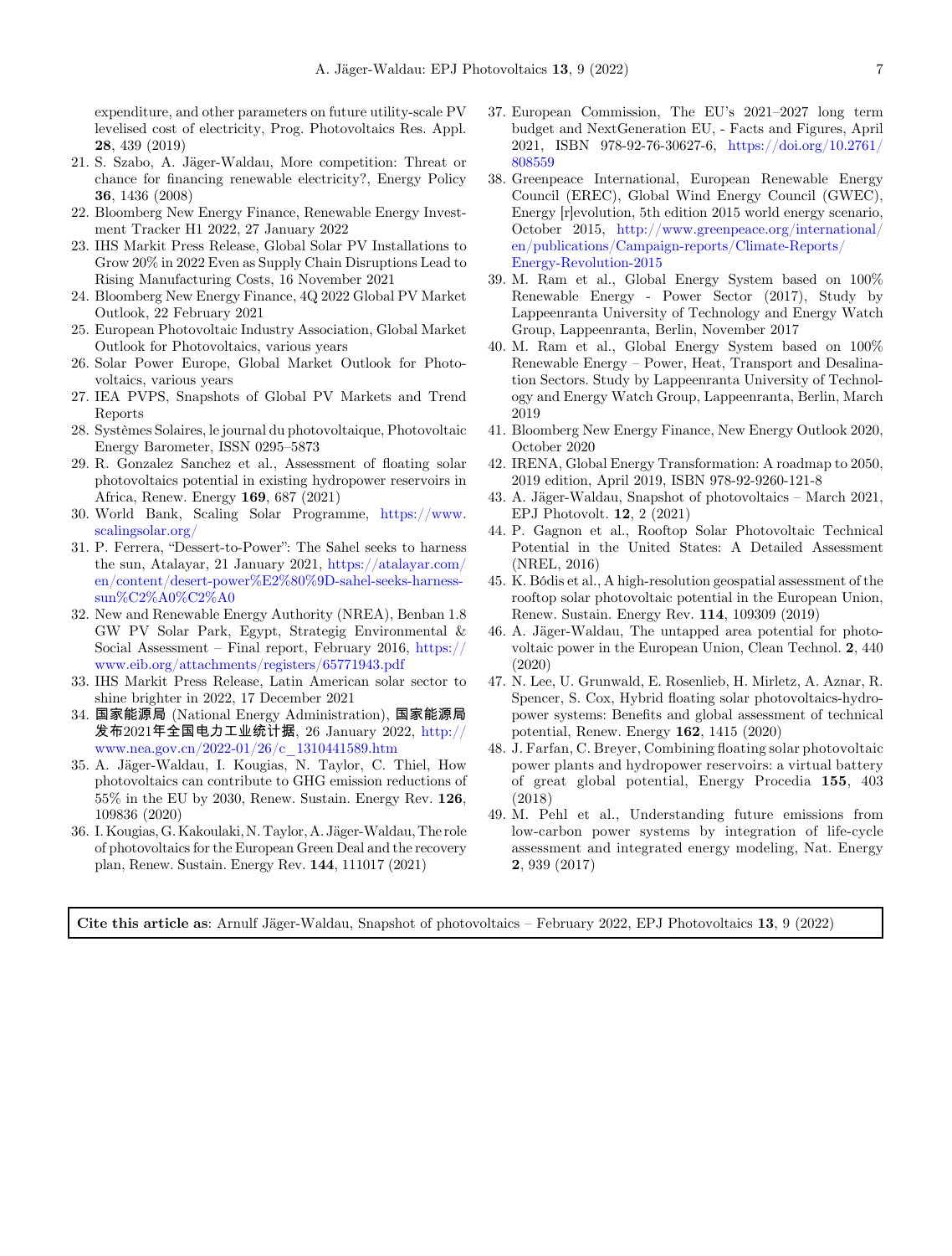expenditure, and other parameters on future utility-scale PV levelised cost of electricity, Prog. Photovoltaics Res. Appl. **28**, 439 (2019)

21. S. Szabo, A. Jäger-Waldau, More competition: Threat or chance for financing renewable electricity?, Energy Policy **36**, 1436 (2008)
22. Bloomberg New Energy Finance, Renewable Energy Investment Tracker H1 2022, 27 January 2022
23. IHS Markit Press Release, Global Solar PV Installations to Grow 20% in 2022 Even as Supply Chain Disruptions Lead to Rising Manufacturing Costs, 16 November 2021
24. Bloomberg New Energy Finance, 4Q 2022 Global PV Market Outlook, 22 February 2021
25. European Photovoltaic Industry Association, Global Market Outlook for Photovoltaics, various years
26. Solar Power Europe, Global Market Outlook for Photovoltaics, various years
27. IEA PVPS, Snapshots of Global PV Markets and Trend Reports
28. Systèmes Solaires, le journal du photovoltaique, Photovoltaic Energy Barometer, ISSN 0295–5873
29. R. Gonzalez Sanchez et al., Assessment of floating solar photovoltaics potential in existing hydropower reservoirs in Africa, Renew. Energy **169**, 687 (2021)
30. World Bank, Scaling Solar Programme, https://www.scalingsolar.org/
31. P. Ferrera, "Dessert-to-Power": The Sahel seeks to harness the sun, Atalayar, 21 January 2021, https://atalayar.com/en/content/desert-power%E2%80%9D-sahel-seeks-harness-sun%C2%A0%C2%A0
32. New and Renewable Energy Authority (NREA), Benban 1.8 GW PV Solar Park, Egypt, Strategig Environmental & Social Assessment – Final report, February 2016, https://www.eib.org/attachments/registers/65771943.pdf
33. IHS Markit Press Release, Latin American solar sector to shine brighter in 2022, 17 December 2021
34. **国家能源局** (National Energy Administration), **国家能源局发布**2021**年全国电力工业统计据**, 26 January 2022, http://www.nea.gov.cn/2022-01/26/c_1310441589.htm
35. A. Jäger-Waldau, I. Kougias, N. Taylor, C. Thiel, How photovoltaics can contribute to GHG emission reductions of 55% in the EU by 2030, Renew. Sustain. Energy Rev. **126**, 109836 (2020)
36. I. Kougias, G. Kakoulaki, N. Taylor, A. Jäger-Waldau, The role of photovoltaics for the European Green Deal and the recovery plan, Renew. Sustain. Energy Rev. **144**, 111017 (2021)
37. European Commission, The EU's 2021–2027 long term budget and NextGeneration EU, - Facts and Figures, April 2021, ISBN 978-92-76-30627-6, https://doi.org/10.2761/808559
38. Greenpeace International, European Renewable Energy Council (EREC), Global Wind Energy Council (GWEC), Energy [r]evolution, 5th edition 2015 world energy scenario, October 2015, http://www.greenpeace.org/international/en/publications/Campaign-reports/Climate-Reports/Energy-Revolution-2015
39. M. Ram et al., Global Energy System based on 100% Renewable Energy - Power Sector (2017), Study by Lappeenranta University of Technology and Energy Watch Group, Lappeenranta, Berlin, November 2017
40. M. Ram et al., Global Energy System based on 100% Renewable Energy – Power, Heat, Transport and Desalination Sectors. Study by Lappeenranta University of Technology and Energy Watch Group, Lappeenranta, Berlin, March 2019
41. Bloomberg New Energy Finance, New Energy Outlook 2020, October 2020
42. IRENA, Global Energy Transformation: A roadmap to 2050, 2019 edition, April 2019, ISBN 978-92-9260-121-8
43. A. Jäger-Waldau, Snapshot of photovoltaics – March 2021, EPJ Photovolt. **12**, 2 (2021)
44. P. Gagnon et al., Rooftop Solar Photovoltaic Technical Potential in the United States: A Detailed Assessment (NREL, 2016)
45. K. Bódis et al., A high-resolution geospatial assessment of the rooftop solar photovoltaic potential in the European Union, Renew. Sustain. Energy Rev. **114**, 109309 (2019)
46. A. Jäger-Waldau, The untapped area potential for photovoltaic power in the European Union, Clean Technol. **2**, 440 (2020)
47. N. Lee, U. Grunwald, E. Rosenlieb, H. Mirletz, A. Aznar, R. Spencer, S. Cox, Hybrid floating solar photovoltaics-hydropower systems: Benefits and global assessment of technical potential, Renew. Energy **162**, 1415 (2020)
48. J. Farfan, C. Breyer, Combining floating solar photovoltaic power plants and hydropower reservoirs: a virtual battery of great global potential, Energy Procedia **155**, 403 (2018)
49. M. Pehl et al., Understanding future emissions from low-carbon power systems by integration of life-cycle assessment and integrated energy modeling, Nat. Energy **2**, 939 (2017)

**Cite this article as**: Arnulf Jäger-Waldau, Snapshot of photovoltaics – February 2022, EPJ Photovoltaics **13**, 9 (2022)